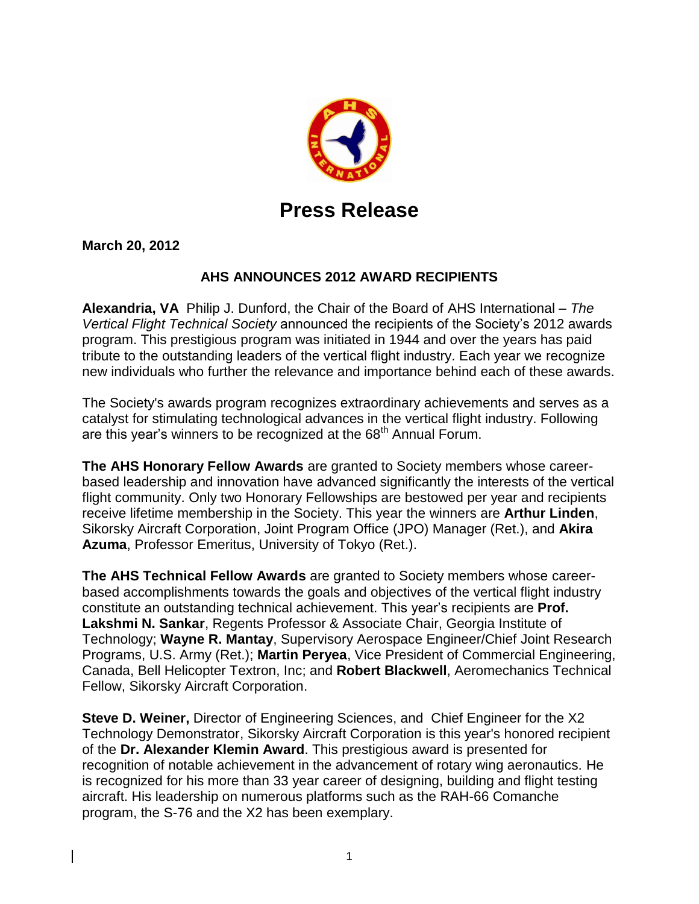# Press Release

**March 20, 2012**

## AHS ANNOUNCES 2012 AWARD RECIPIENTS

**Alexandria, VA** Philip J. Dunford, the Chair of the Board of AHS International – *The Vertical Flight Technical Society* announced the recipients of the Society's 2012 awards program. This prestigious program was initiated in 1944 and over the years has paid tribute to the outstanding leaders of the vertical flight industry. Each year we recognize new individuals who further the relevance and importance behind each of these awards.

The Society's awards program recognizes extraordinary achievements and serves as a catalyst for stimulating technological advances in the vertical flight industry. Following are this year's winners to be recognized at the 68th Annual Forum.

**The AHS Honorary Fellow Awards** are granted to Society members whose career-based leadership and innovation have advanced significantly the interests of the vertical flight community. Only two Honorary Fellowships are bestowed per year and recipients receive lifetime membership in the Society. This year the winners are **Arthur Linden**, Sikorsky Aircraft Corporation, Joint Program Office (JPO) Manager (Ret.), and **Akira Azuma**, Professor Emeritus, University of Tokyo (Ret.).

**The AHS Technical Fellow Awards** are granted to Society members whose career-based accomplishments towards the goals and objectives of the vertical flight industry constitute an outstanding technical achievement. This year's recipients are **Prof. Lakshmi N. Sankar**, Regents Professor & Associate Chair, Georgia Institute of Technology; **Wayne R. Mantay**, Supervisory Aerospace Engineer/Chief Joint Research Programs, U.S. Army (Ret.); **Martin Peryea**, Vice President of Commercial Engineering, Canada, Bell Helicopter Textron, Inc; and **Robert Blackwell**, Aeromechanics Technical Fellow, Sikorsky Aircraft Corporation.

**Steve D. Weiner,** Director of Engineering Sciences, and Chief Engineer for the X2 Technology Demonstrator, Sikorsky Aircraft Corporation is this year's honored recipient of the **Dr. Alexander Klemin Award**. This prestigious award is presented for recognition of notable achievement in the advancement of rotary wing aeronautics. He is recognized for his more than 33 year career of designing, building and flight testing aircraft. His leadership on numerous platforms such as the RAH-66 Comanche program, the S-76 and the X2 has been exemplary.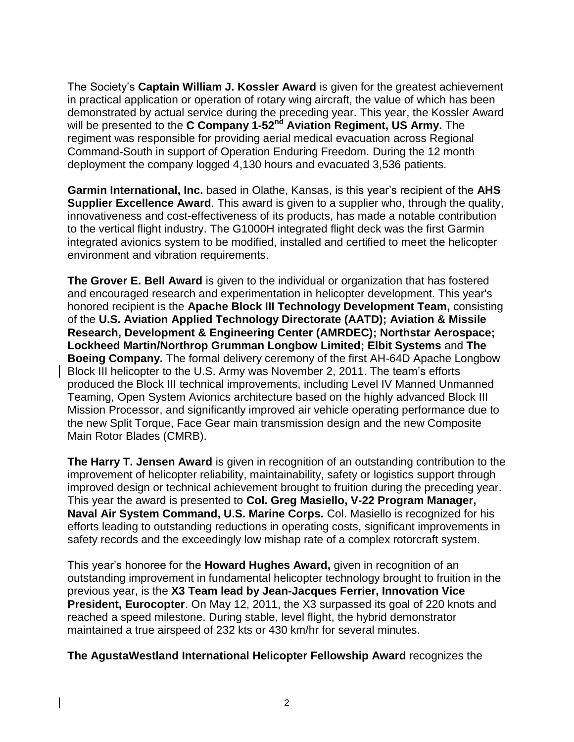The Society's **Captain William J. Kossler Award** is given for the greatest achievement in practical application or operation of rotary wing aircraft, the value of which has been demonstrated by actual service during the preceding year. This year, the Kossler Award will be presented to the **C Company 1-52nd Aviation Regiment, US Army.** The regiment was responsible for providing aerial medical evacuation across Regional Command-South in support of Operation Enduring Freedom. During the 12 month deployment the company logged 4,130 hours and evacuated 3,536 patients.

**Garmin International, Inc.** based in Olathe, Kansas, is this year's recipient of the **AHS Supplier Excellence Award**. This award is given to a supplier who, through the quality, innovativeness and cost-effectiveness of its products, has made a notable contribution to the vertical flight industry. The G1000H integrated flight deck was the first Garmin integrated avionics system to be modified, installed and certified to meet the helicopter environment and vibration requirements.

**The Grover E. Bell Award** is given to the individual or organization that has fostered and encouraged research and experimentation in helicopter development. This year's honored recipient is the **Apache Block III Technology Development Team,** consisting of the **U.S. Aviation Applied Technology Directorate (AATD); Aviation & Missile Research, Development & Engineering Center (AMRDEC); Northstar Aerospace; Lockheed Martin/Northrop Grumman Longbow Limited; Elbit Systems** and **The Boeing Company.** The formal delivery ceremony of the first AH-64D Apache Longbow Block III helicopter to the U.S. Army was November 2, 2011. The team's efforts produced the Block III technical improvements, including Level IV Manned Unmanned Teaming, Open System Avionics architecture based on the highly advanced Block III Mission Processor, and significantly improved air vehicle operating performance due to the new Split Torque, Face Gear main transmission design and the new Composite Main Rotor Blades (CMRB).

**The Harry T. Jensen Award** is given in recognition of an outstanding contribution to the improvement of helicopter reliability, maintainability, safety or logistics support through improved design or technical achievement brought to fruition during the preceding year. This year the award is presented to **Col. Greg Masiello, V-22 Program Manager, Naval Air System Command, U.S. Marine Corps.** Col. Masiello is recognized for his efforts leading to outstanding reductions in operating costs, significant improvements in safety records and the exceedingly low mishap rate of a complex rotorcraft system.

This year's honoree for the **Howard Hughes Award,** given in recognition of an outstanding improvement in fundamental helicopter technology brought to fruition in the previous year, is the **X3 Team lead by Jean-Jacques Ferrier, Innovation Vice President, Eurocopter**. On May 12, 2011, the X3 surpassed its goal of 220 knots and reached a speed milestone. During stable, level flight, the hybrid demonstrator maintained a true airspeed of 232 kts or 430 km/hr for several minutes.

**The AgustaWestland International Helicopter Fellowship Award** recognizes the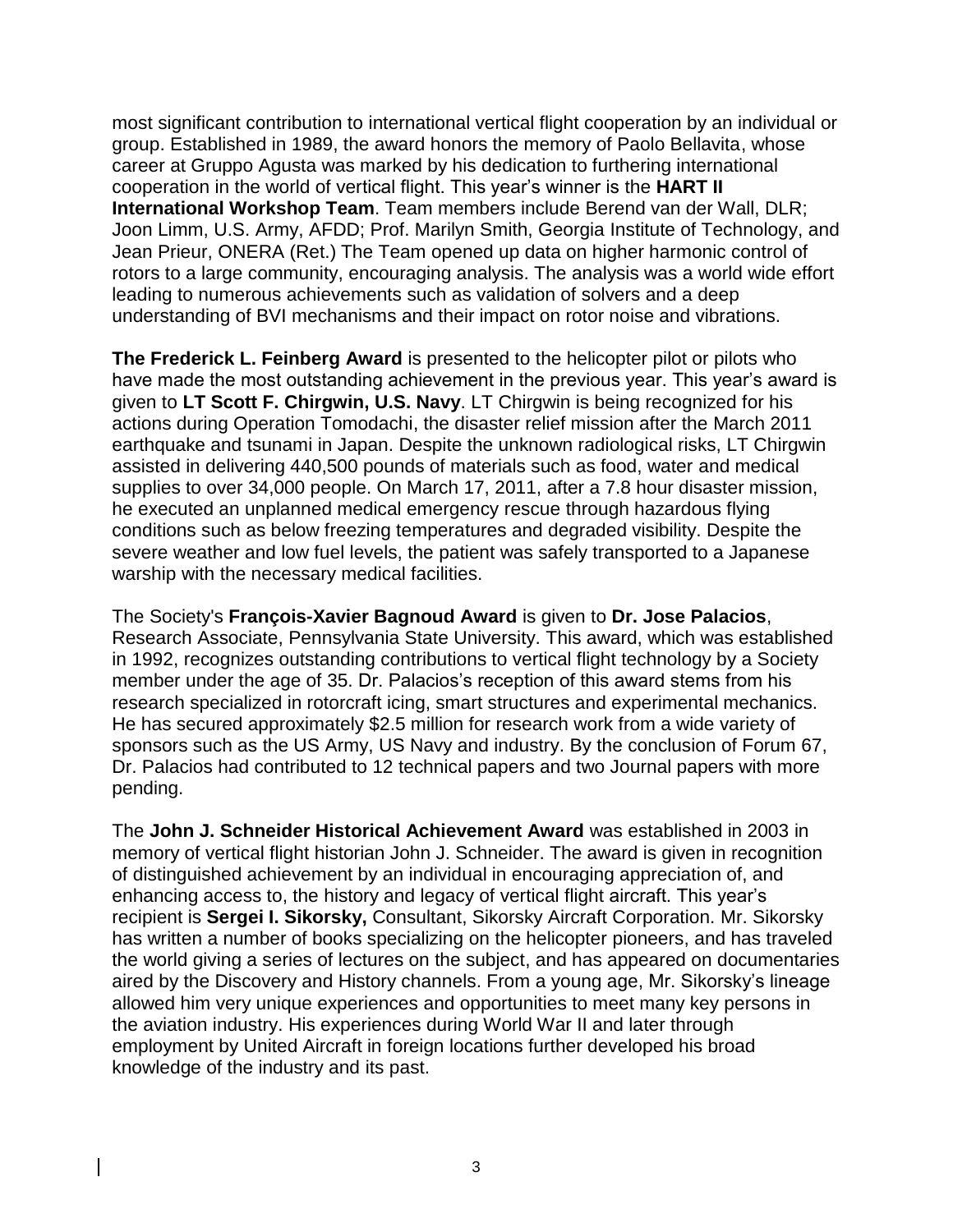most significant contribution to international vertical flight cooperation by an individual or group. Established in 1989, the award honors the memory of Paolo Bellavita, whose career at Gruppo Agusta was marked by his dedication to furthering international cooperation in the world of vertical flight. This year's winner is the **HART II International Workshop Team**. Team members include Berend van der Wall, DLR; Joon Limm, U.S. Army, AFDD; Prof. Marilyn Smith, Georgia Institute of Technology, and Jean Prieur, ONERA (Ret.) The Team opened up data on higher harmonic control of rotors to a large community, encouraging analysis. The analysis was a world wide effort leading to numerous achievements such as validation of solvers and a deep understanding of BVI mechanisms and their impact on rotor noise and vibrations.

**The Frederick L. Feinberg Award** is presented to the helicopter pilot or pilots who have made the most outstanding achievement in the previous year. This year's award is given to **LT Scott F. Chirgwin, U.S. Navy**. LT Chirgwin is being recognized for his actions during Operation Tomodachi, the disaster relief mission after the March 2011 earthquake and tsunami in Japan. Despite the unknown radiological risks, LT Chirgwin assisted in delivering 440,500 pounds of materials such as food, water and medical supplies to over 34,000 people. On March 17, 2011, after a 7.8 hour disaster mission, he executed an unplanned medical emergency rescue through hazardous flying conditions such as below freezing temperatures and degraded visibility. Despite the severe weather and low fuel levels, the patient was safely transported to a Japanese warship with the necessary medical facilities.

The Society's **François-Xavier Bagnoud Award** is given to **Dr. Jose Palacios**, Research Associate, Pennsylvania State University. This award, which was established in 1992, recognizes outstanding contributions to vertical flight technology by a Society member under the age of 35. Dr. Palacios's reception of this award stems from his research specialized in rotorcraft icing, smart structures and experimental mechanics. He has secured approximately $2.5 million for research work from a wide variety of sponsors such as the US Army, US Navy and industry. By the conclusion of Forum 67, Dr. Palacios had contributed to 12 technical papers and two Journal papers with more pending.

The **John J. Schneider Historical Achievement Award** was established in 2003 in memory of vertical flight historian John J. Schneider. The award is given in recognition of distinguished achievement by an individual in encouraging appreciation of, and enhancing access to, the history and legacy of vertical flight aircraft. This year's recipient is **Sergei I. Sikorsky,** Consultant, Sikorsky Aircraft Corporation. Mr. Sikorsky has written a number of books specializing on the helicopter pioneers, and has traveled the world giving a series of lectures on the subject, and has appeared on documentaries aired by the Discovery and History channels. From a young age, Mr. Sikorsky's lineage allowed him very unique experiences and opportunities to meet many key persons in the aviation industry. His experiences during World War II and later through employment by United Aircraft in foreign locations further developed his broad knowledge of the industry and its past.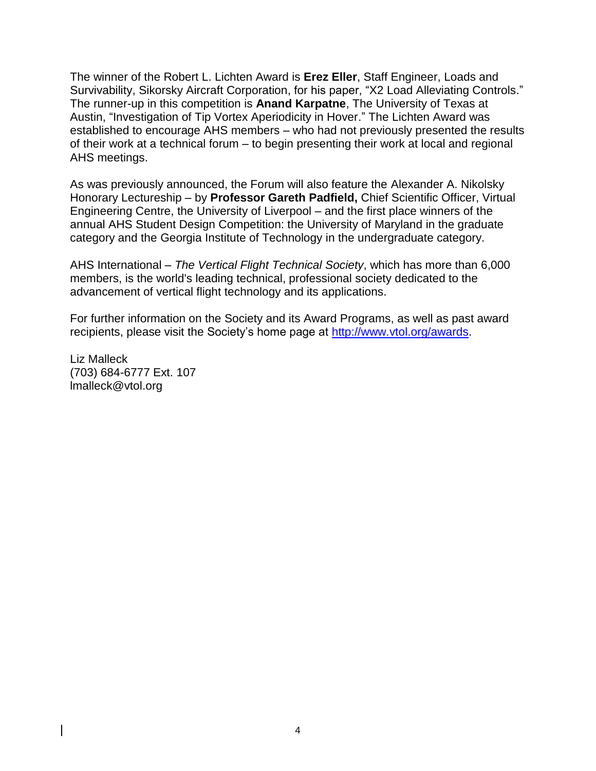The winner of the Robert L. Lichten Award is **Erez Eller**, Staff Engineer, Loads and Survivability, Sikorsky Aircraft Corporation, for his paper, "X2 Load Alleviating Controls." The runner-up in this competition is **Anand Karpatne**, The University of Texas at Austin, "Investigation of Tip Vortex Aperiodicity in Hover." The Lichten Award was established to encourage AHS members – who had not previously presented the results of their work at a technical forum – to begin presenting their work at local and regional AHS meetings.

As was previously announced, the Forum will also feature the Alexander A. Nikolsky Honorary Lectureship – by **Professor Gareth Padfield,** Chief Scientific Officer, Virtual Engineering Centre, the University of Liverpool – and the first place winners of the annual AHS Student Design Competition: the University of Maryland in the graduate category and the Georgia Institute of Technology in the undergraduate category.

AHS International – *The Vertical Flight Technical Society*, which has more than 6,000 members, is the world's leading technical, professional society dedicated to the advancement of vertical flight technology and its applications.

For further information on the Society and its Award Programs, as well as past award recipients, please visit the Society's home page at http://www.vtol.org/awards.

Liz Malleck
(703) 684-6777 Ext. 107
lmalleck@vtol.org